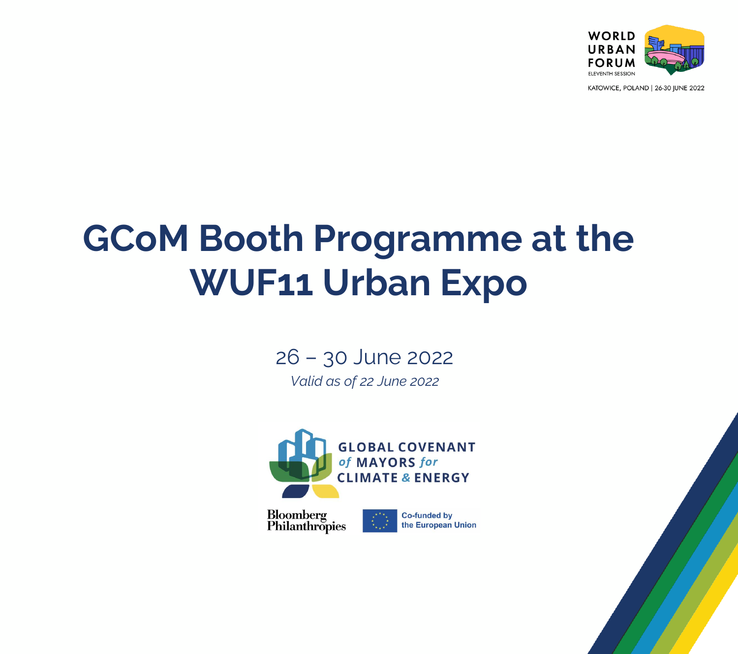WORLD URBAN FORUM
ELEVENTH SESSION
KATOWICE, POLAND | 26-30 JUNE 2022

# GCoM Booth Programme at the WUF11 Urban Expo

26 – 30 June 2022

*Valid as of 22 June 2022*

GLOBAL COVENANT *of* MAYORS *for* CLIMATE & ENERGY

Bloomberg Philanthropies

Co-funded by the European Union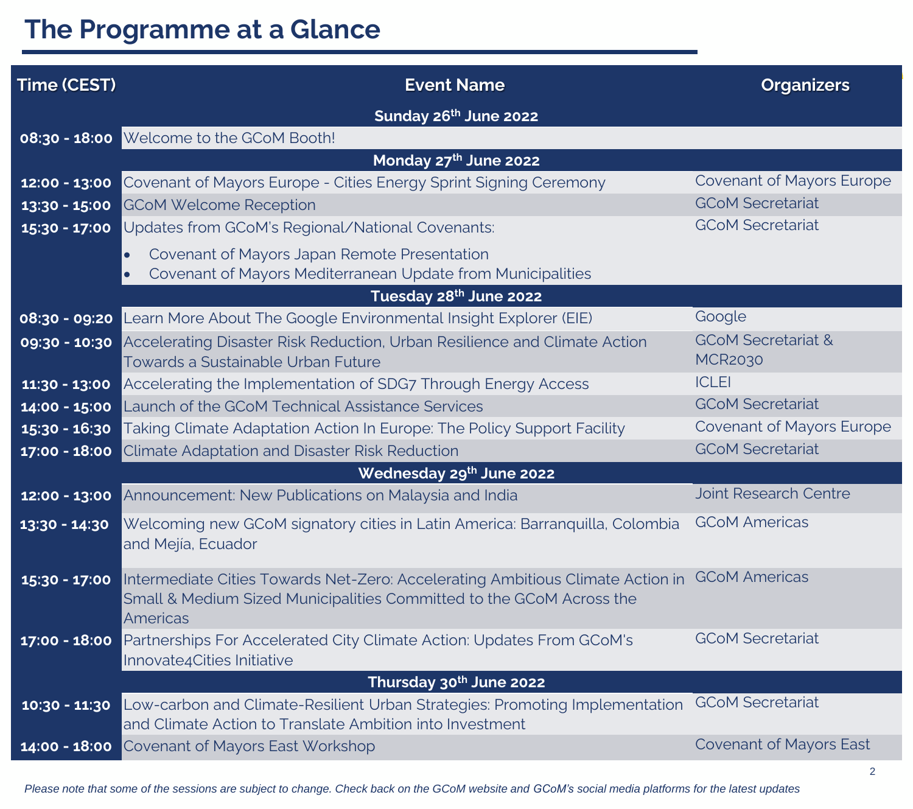# The Programme at a Glance

| Time (CEST) | Event Name | Organizers |
|---|---|---|
| | **Sunday 26th June 2022** | |
| **08:30 - 18:00** | Welcome to the GCoM Booth! | |
| | **Monday 27th June 2022** | |
| **12:00 - 13:00** | Covenant of Mayors Europe - Cities Energy Sprint Signing Ceremony | Covenant of Mayors Europe |
| **13:30 - 15:00** | GCoM Welcome Reception | GCoM Secretariat |
| **15:30 - 17:00** | Updates from GCoM's Regional/National Covenants: <br>• Covenant of Mayors Japan Remote Presentation <br>• Covenant of Mayors Mediterranean Update from Municipalities | GCoM Secretariat |
| | **Tuesday 28th June 2022** | |
| **08:30 - 09:20** | Learn More About The Google Environmental Insight Explorer (EIE) | Google |
| **09:30 - 10:30** | Accelerating Disaster Risk Reduction, Urban Resilience and Climate Action Towards a Sustainable Urban Future | GCoM Secretariat & MCR2030 |
| **11:30 - 13:00** | Accelerating the Implementation of SDG7 Through Energy Access | ICLEI |
| **14:00 - 15:00** | Launch of the GCoM Technical Assistance Services | GCoM Secretariat |
| **15:30 - 16:30** | Taking Climate Adaptation Action In Europe: The Policy Support Facility | Covenant of Mayors Europe |
| **17:00 - 18:00** | Climate Adaptation and Disaster Risk Reduction | GCoM Secretariat |
| | **Wednesday 29th June 2022** | |
| **12:00 - 13:00** | Announcement: New Publications on Malaysia and India | Joint Research Centre |
| **13:30 - 14:30** | Welcoming new GCoM signatory cities in Latin America: Barranquilla, Colombia and Mejía, Ecuador | GCoM Americas |
| **15:30 - 17:00** | Intermediate Cities Towards Net-Zero: Accelerating Ambitious Climate Action in Small & Medium Sized Municipalities Committed to the GCoM Across the Americas | GCoM Americas |
| **17:00 - 18:00** | Partnerships For Accelerated City Climate Action: Updates From GCoM's Innovate4Cities Initiative | GCoM Secretariat |
| | **Thursday 30th June 2022** | |
| **10:30 - 11:30** | Low-carbon and Climate-Resilient Urban Strategies: Promoting Implementation and Climate Action to Translate Ambition into Investment | GCoM Secretariat |
| **14:00 - 18:00** | Covenant of Mayors East Workshop | Covenant of Mayors East |

*Please note that some of the sessions are subject to change. Check back on the GCoM website and GCoM's social media platforms for the latest updates*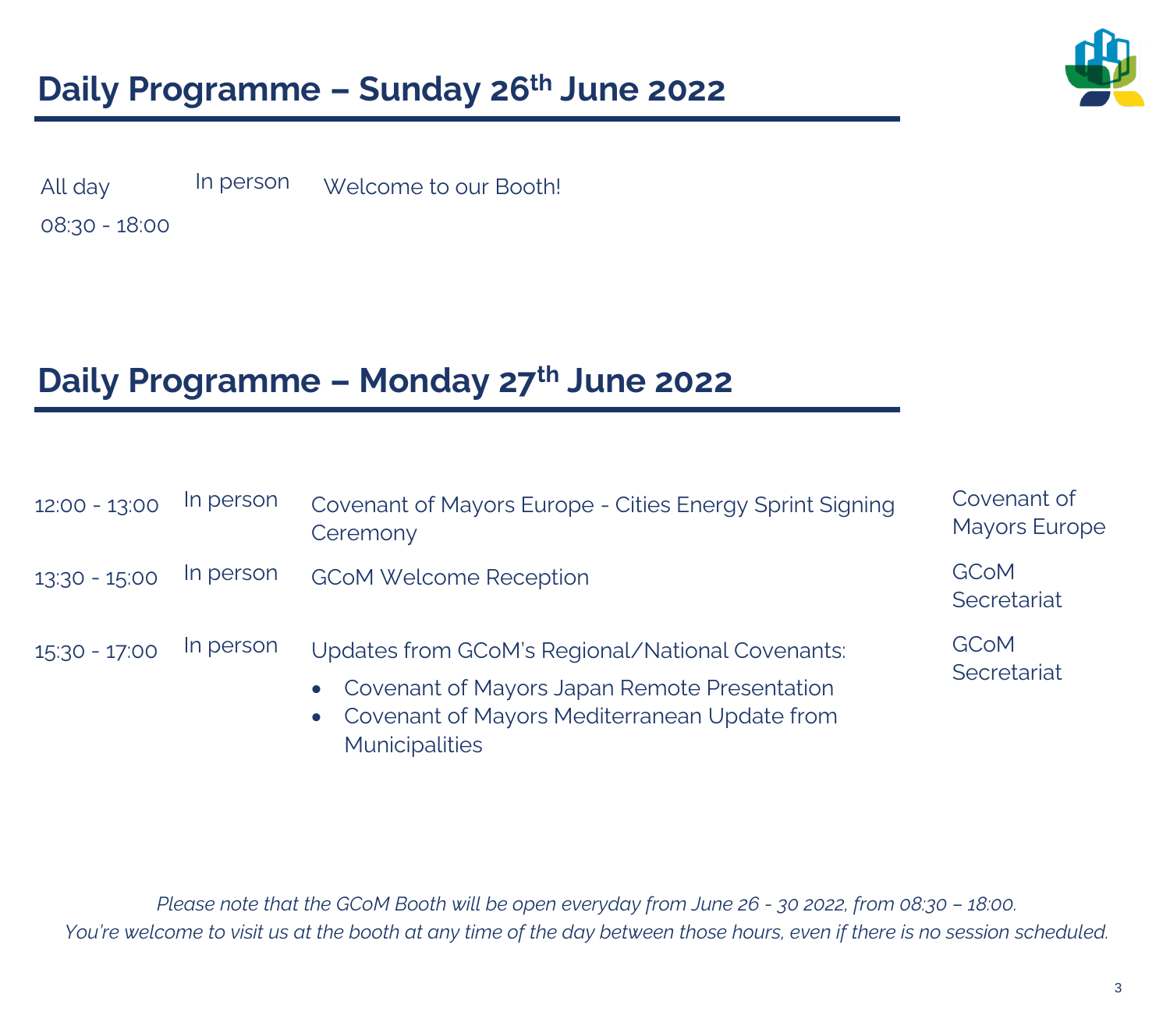## Daily Programme – Sunday 26th June 2022

| | | |
|---|---|---|
| All day<br>08:30 - 18:00 | In person | Welcome to our Booth! |

## Daily Programme – Monday 27th June 2022

| | | | |
|---|---|---|---|
| 12:00 - 13:00 | In person | Covenant of Mayors Europe - Cities Energy Sprint Signing Ceremony | Covenant of Mayors Europe |
| 13:30 - 15:00 | In person | GCoM Welcome Reception | GCoM Secretariat |
| 15:30 - 17:00 | In person | Updates from GCoM's Regional/National Covenants:<br>• Covenant of Mayors Japan Remote Presentation<br>• Covenant of Mayors Mediterranean Update from Municipalities | GCoM Secretariat |

*Please note that the GCoM Booth will be open everyday from June 26 - 30 2022, from 08:30 – 18:00.*
*You're welcome to visit us at the booth at any time of the day between those hours, even if there is no session scheduled.*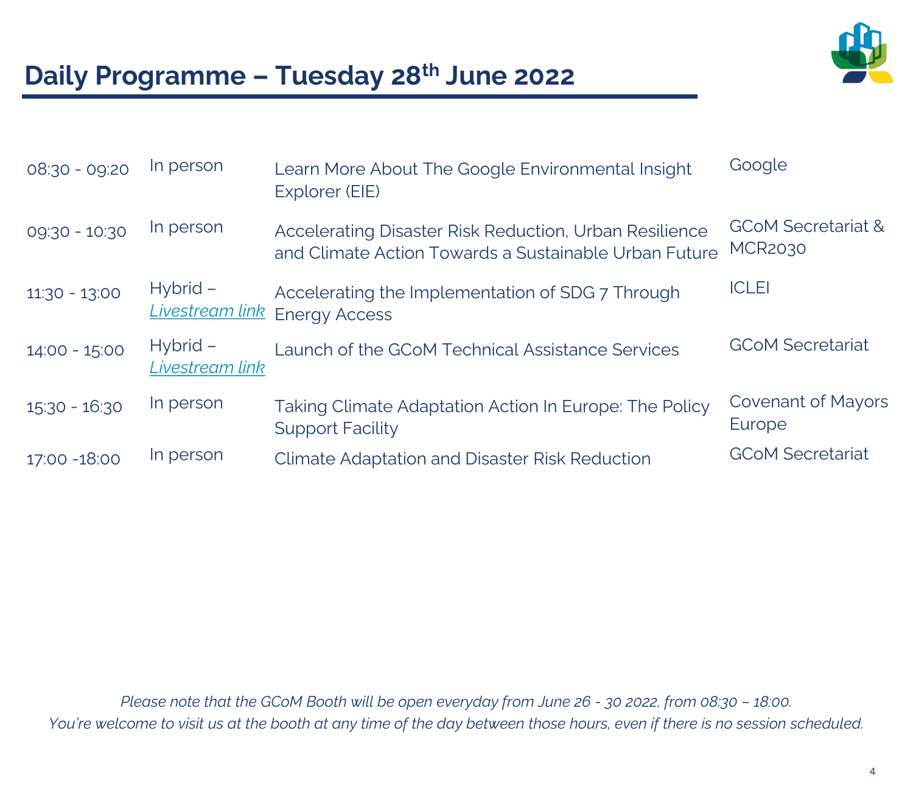# Daily Programme – Tuesday 28th June 2022

| | | | |
|---|---|---|---|
| 08:30 - 09:20 | In person | Learn More About The Google Environmental Insight Explorer (EIE) | Google |
| 09:30 - 10:30 | In person | Accelerating Disaster Risk Reduction, Urban Resilience and Climate Action Towards a Sustainable Urban Future | GCoM Secretariat & MCR2030 |
| 11:30 - 13:00 | Hybrid – *Livestream link* | Accelerating the Implementation of SDG 7 Through Energy Access | ICLEI |
| 14:00 - 15:00 | Hybrid – *Livestream link* | Launch of the GCoM Technical Assistance Services | GCoM Secretariat |
| 15:30 - 16:30 | In person | Taking Climate Adaptation Action In Europe: The Policy Support Facility | Covenant of Mayors Europe |
| 17:00 -18:00 | In person | Climate Adaptation and Disaster Risk Reduction | GCoM Secretariat |

*Please note that the GCoM Booth will be open everyday from June 26 - 30 2022, from 08:30 – 18:00. You're welcome to visit us at the booth at any time of the day between those hours, even if there is no session scheduled.*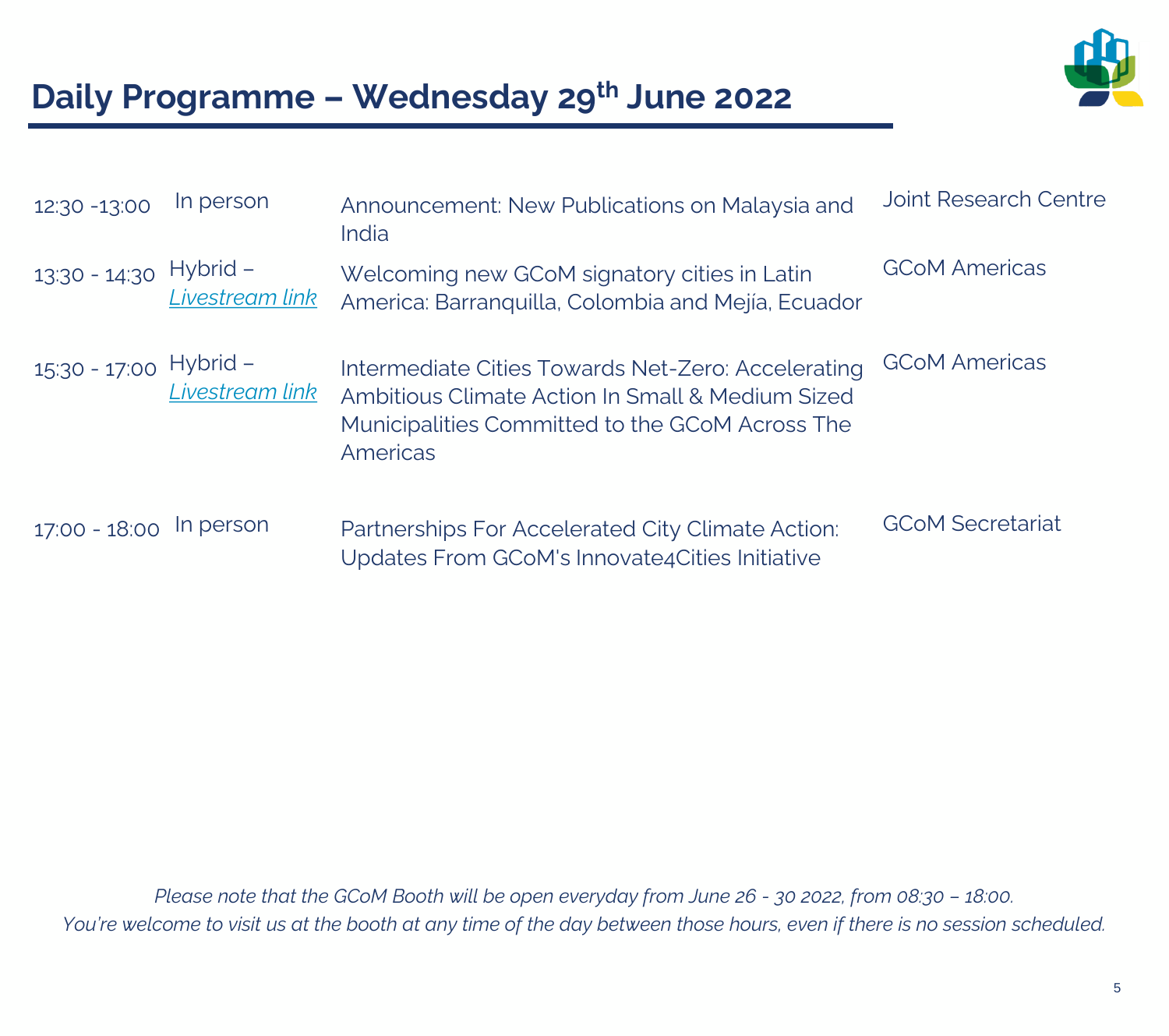# Daily Programme – Wednesday 29th June 2022

| | | | |
|---|---|---|---|
| 12:30 -13:00 | In person | Announcement: New Publications on Malaysia and India | Joint Research Centre |
| 13:30 - 14:30 | Hybrid – *Livestream link* | Welcoming new GCoM signatory cities in Latin America: Barranquilla, Colombia and Mejía, Ecuador | GCoM Americas |
| 15:30 - 17:00 | Hybrid – *Livestream link* | Intermediate Cities Towards Net-Zero: Accelerating Ambitious Climate Action In Small & Medium Sized Municipalities Committed to the GCoM Across The Americas | GCoM Americas |
| 17:00 - 18:00 | In person | Partnerships For Accelerated City Climate Action: Updates From GCoM's Innovate4Cities Initiative | GCoM Secretariat |

*Please note that the GCoM Booth will be open everyday from June 26 - 30 2022, from 08:30 – 18:00.*
*You're welcome to visit us at the booth at any time of the day between those hours, even if there is no session scheduled.*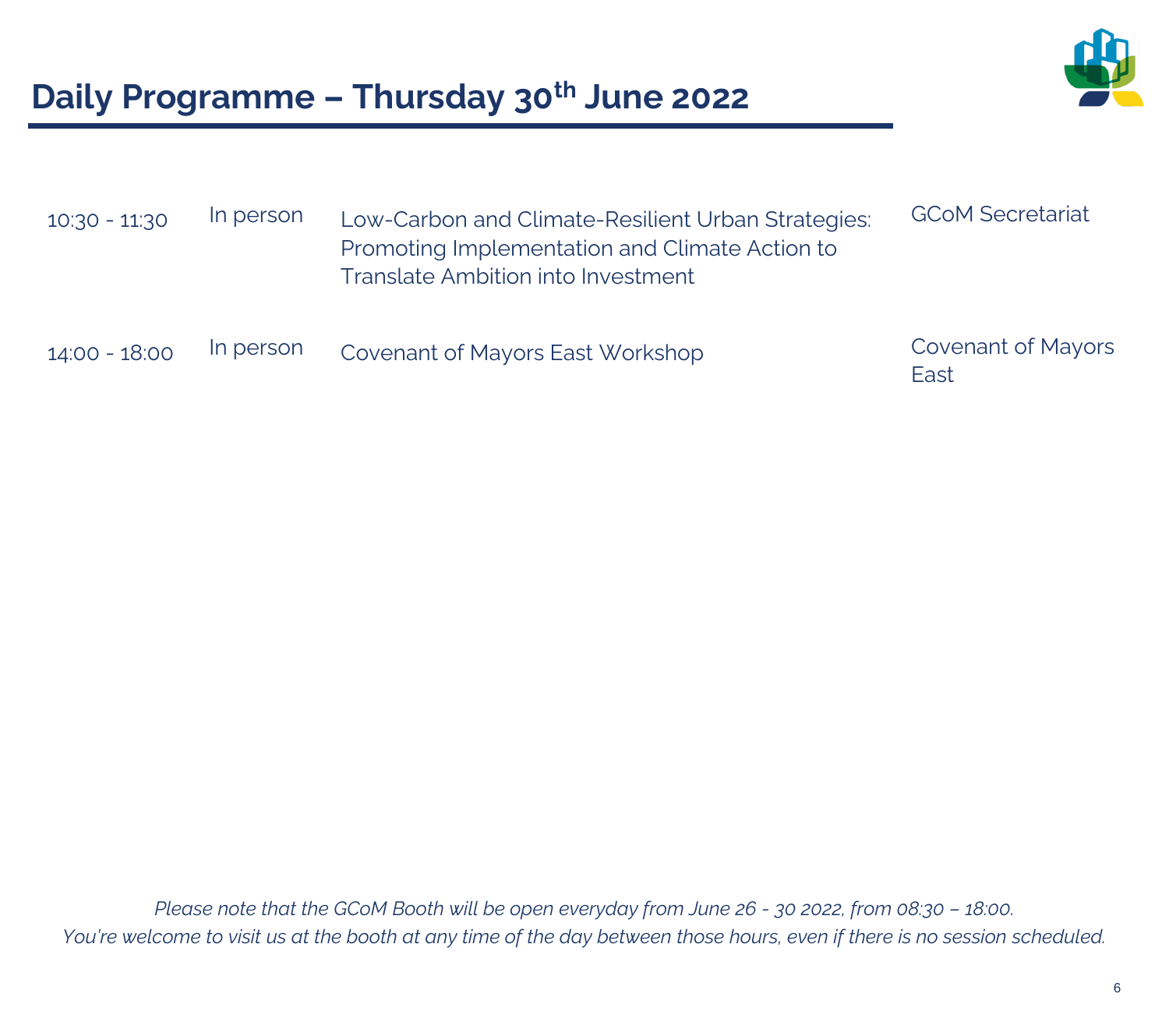# Daily Programme – Thursday 30th June 2022

| | | | |
|---|---|---|---|
| 10:30 - 11:30 | In person | Low-Carbon and Climate-Resilient Urban Strategies: Promoting Implementation and Climate Action to Translate Ambition into Investment | GCoM Secretariat |
| 14:00 - 18:00 | In person | Covenant of Mayors East Workshop | Covenant of Mayors East |

*Please note that the GCoM Booth will be open everyday from June 26 - 30 2022, from 08:30 – 18:00. You're welcome to visit us at the booth at any time of the day between those hours, even if there is no session scheduled.*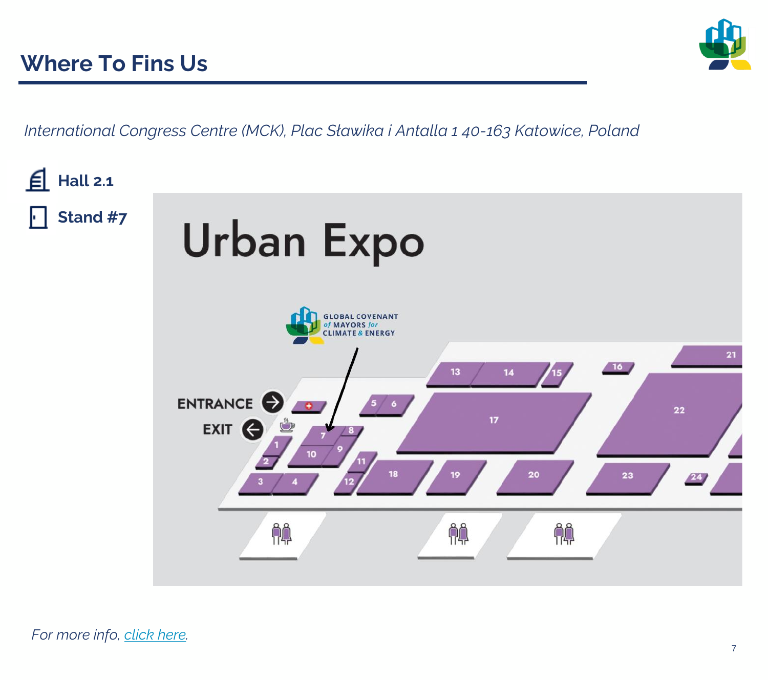# Where To Fins Us

*International Congress Centre (MCK), Plac Sławika i Antalla 1 40-163 Katowice, Poland*

**Hall 2.1**

**Stand #7**

Urban Expo

GLOBAL COVENANT of MAYORS for CLIMATE & ENERGY

ENTRANCE

EXIT

*For more info, [click here](#).*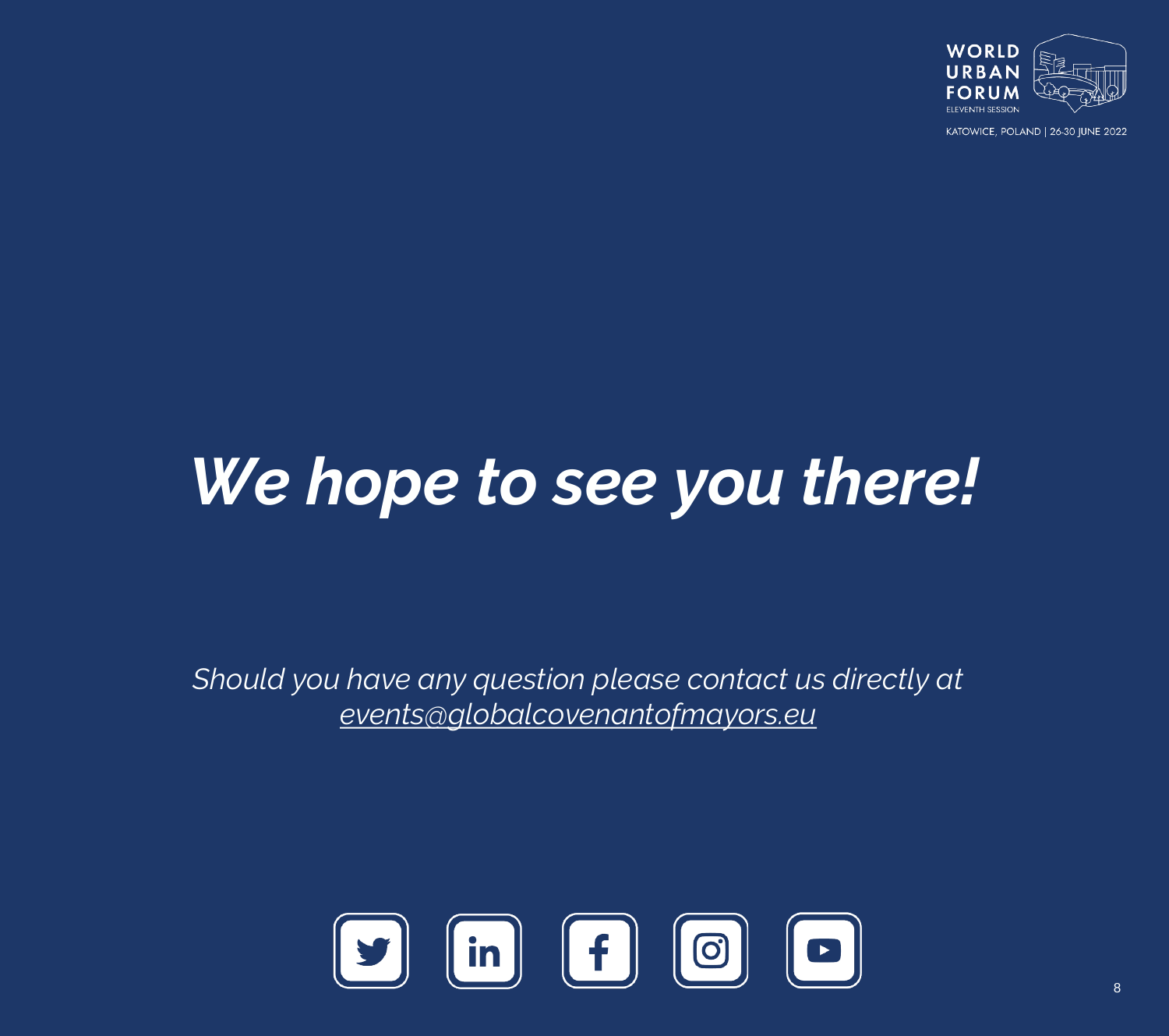WORLD URBAN FORUM
ELEVENTH SESSION
KATOWICE, POLAND | 26-30 JUNE 2022

# *We hope to see you there!*

*Should you have any question please contact us directly at [events@globalcovenantofmayors.eu](mailto:events@globalcovenantofmayors.eu)*